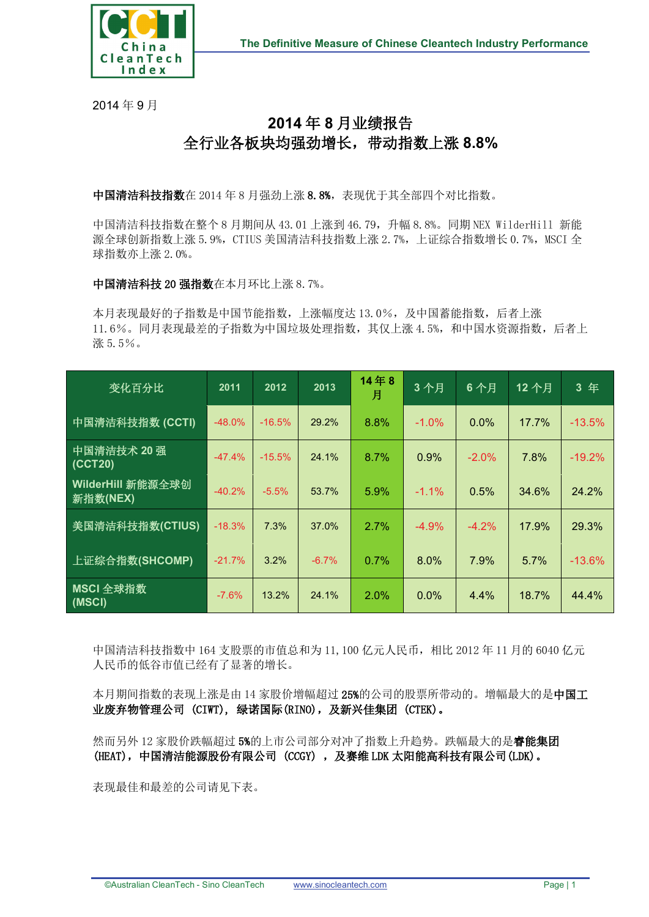2014 年 9 月

# 2014 年 8 月业绩报告
# 全行业各板块均强劲增长，带动指数上涨 8.8%

**中国清洁科技指数**在 2014 年 8 月强劲上涨 **8.8%**，表现优于其全部四个对比指数。

中国清洁科技指数在整个 8 月期间从 43.01 上涨到 46.79，升幅 8.8%。同期 NEX WilderHill 新能源全球创新指数上涨 5.9%，CTIUS 美国清洁科技指数上涨 2.7%，上证综合指数增长 0.7%，MSCI 全球指数亦上涨 2.0%。

**中国清洁科技 20 强指数**在本月环比上涨 8.7%。

本月表现最好的子指数是中国节能指数，上涨幅度达 13.0%，及中国蓄能指数，后者上涨 11.6%。同月表现最差的子指数为中国垃圾处理指数，其仅上涨 4.5%，和中国水资源指数，后者上涨 5.5%。

| 变化百分比 | 2011 | 2012 | 2013 | 14 年 8 月 | 3 个月 | 6 个月 | 12 个月 | 3 年 |
|---|---|---|---|---|---|---|---|---|
| 中国清洁科技指数 (CCTI) | -48.0% | -16.5% | 29.2% | 8.8% | -1.0% | 0.0% | 17.7% | -13.5% |
| 中国清洁技术 20 强 (CCT20) | -47.4% | -15.5% | 24.1% | 8.7% | 0.9% | -2.0% | 7.8% | -19.2% |
| WilderHill 新能源全球创新指数(NEX) | -40.2% | -5.5% | 53.7% | 5.9% | -1.1% | 0.5% | 34.6% | 24.2% |
| 美国清洁科技指数(CTIUS) | -18.3% | 7.3% | 37.0% | 2.7% | -4.9% | -4.2% | 17.9% | 29.3% |
| 上证综合指数(SHCOMP) | -21.7% | 3.2% | -6.7% | 0.7% | 8.0% | 7.9% | 5.7% | -13.6% |
| MSCI 全球指数 (MSCI) | -7.6% | 13.2% | 24.1% | 2.0% | 0.0% | 4.4% | 18.7% | 44.4% |

中国清洁科技指数中 164 支股票的市值总和为 11,100 亿元人民币，相比 2012 年 11 月的 6040 亿元人民币的低谷市值已经有了显著的增长。

本月期间指数的表现上涨是由 14 家股价增幅超过 **25%**的公司的股票所带动的。增幅最大的是**中国工业废弃物管理公司 (CIWT)，绿诺国际(RINO)，及新兴佳集团 (CTEK)。**

然而另外 12 家股价跌幅超过 **5%**的上市公司部分对冲了指数上升趋势。跌幅最大的是**睿能集团 (HEAT)，中国清洁能源股份有限公司 (CCGY) ，及赛维 LDK 太阳能高科技有限公司(LDK)。**

表现最佳和最差的公司请见下表。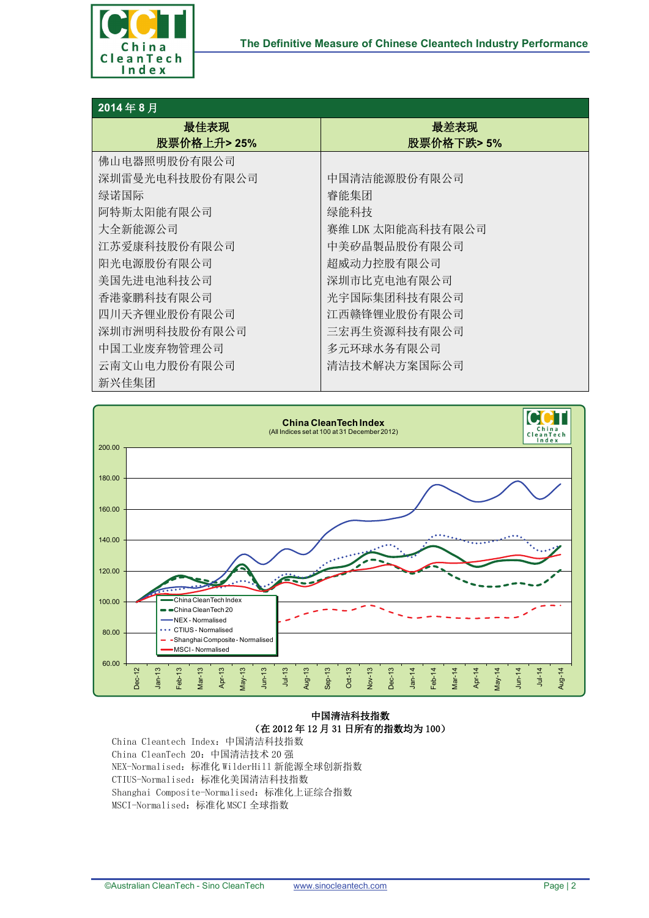| 2014年8月 | |
|---|---|
| **最佳表现 股票价格上升> 25%** | **最差表现 股票价格下跌> 5%** |
| 佛山电器照明股份有限公司 | |
| 深圳雷曼光电科技股份有限公司 | 中国清洁能源股份有限公司 |
| 绿诺国际 | 睿能集团 |
| 阿特斯太阳能有限公司 | 绿能科技 |
| 大全新能源公司 | 赛维 LDK 太阳能高科技有限公司 |
| 江苏爱康科技股份有限公司 | 中美矽晶製品股份有限公司 |
| 阳光电源股份有限公司 | 超威动力控股有限公司 |
| 美国先进电池科技公司 | 深圳市比克电池有限公司 |
| 香港豪鹏科技有限公司 | 光宇国际集团科技有限公司 |
| 四川天齐锂业股份有限公司 | 江西赣锋锂业股份有限公司 |
| 深圳市洲明科技股份有限公司 | 三宏再生资源科技有限公司 |
| 中国工业废弃物管理公司 | 多元环球水务有限公司 |
| 云南文山电力股份有限公司 | 清洁技术解决方案国际公司 |
| 新兴佳集团 | |

**中国清洁科技指数**

**（在2012年12月31日所有的指数均为100）**

China Cleantech Index：中国清洁科技指数
China CleanTech 20：中国清洁技术20强
NEX-Normalised：标准化 WilderHill 新能源全球创新指数
CTIUS-Normalised：标准化美国清洁科技指数
Shanghai Composite-Normalised：标准化上证综合指数
MSCI-Normalised：标准化 MSCI 全球指数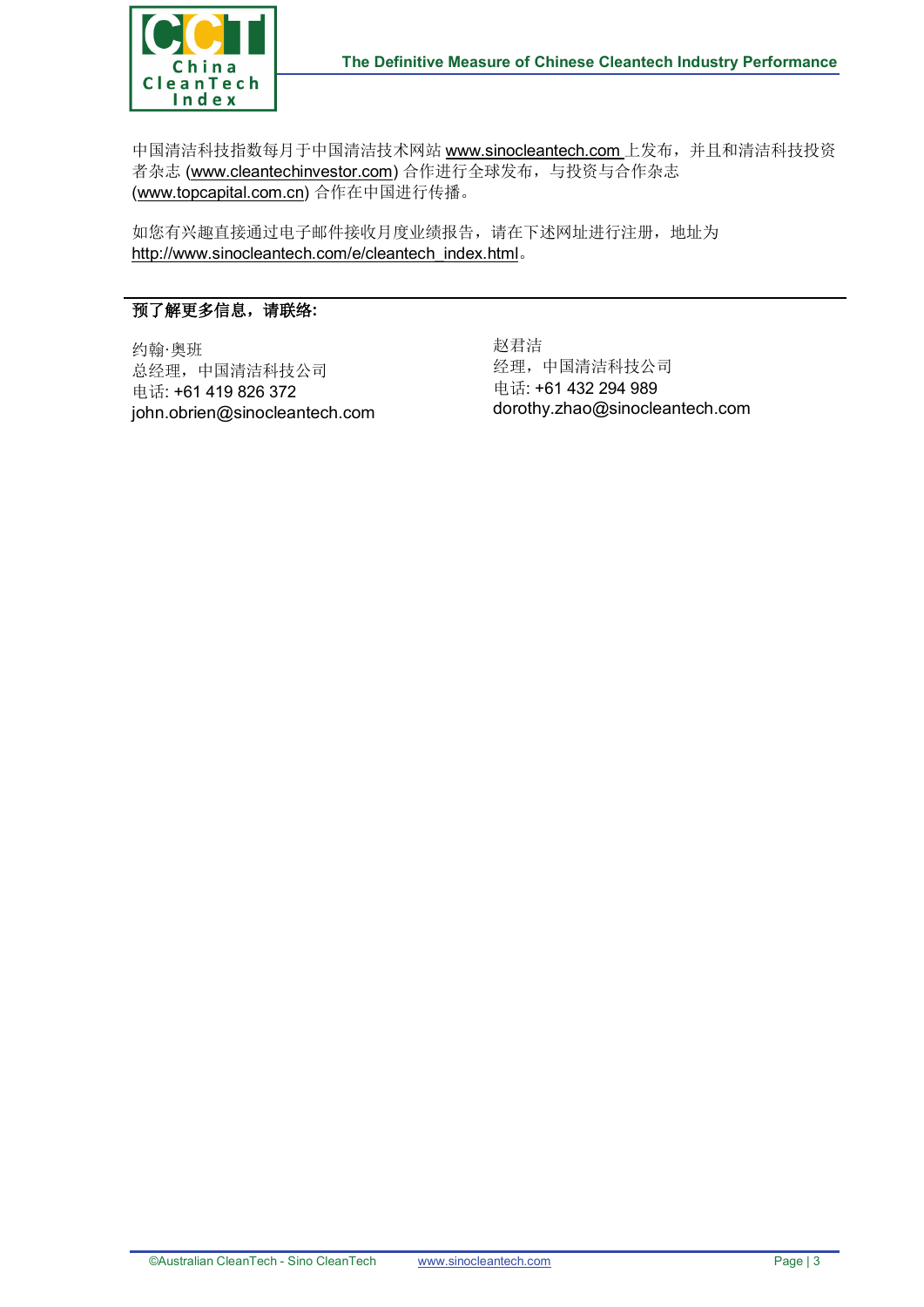中国清洁科技指数每月于中国清洁技术网站 www.sinocleantech.com 上发布，并且和清洁科技投资者杂志 (www.cleantechinvestor.com) 合作进行全球发布，与投资与合作杂志 (www.topcapital.com.cn) 合作在中国进行传播。

如您有兴趣直接通过电子邮件接收月度业绩报告，请在下述网址进行注册，地址为 http://www.sinocleantech.com/e/cleantech_index.html。

**预了解更多信息，请联络:**

约翰·奥班
总经理，中国清洁科技公司
电话: +61 419 826 372
john.obrien@sinocleantech.com

赵君洁
经理，中国清洁科技公司
电话: +61 432 294 989
dorothy.zhao@sinocleantech.com